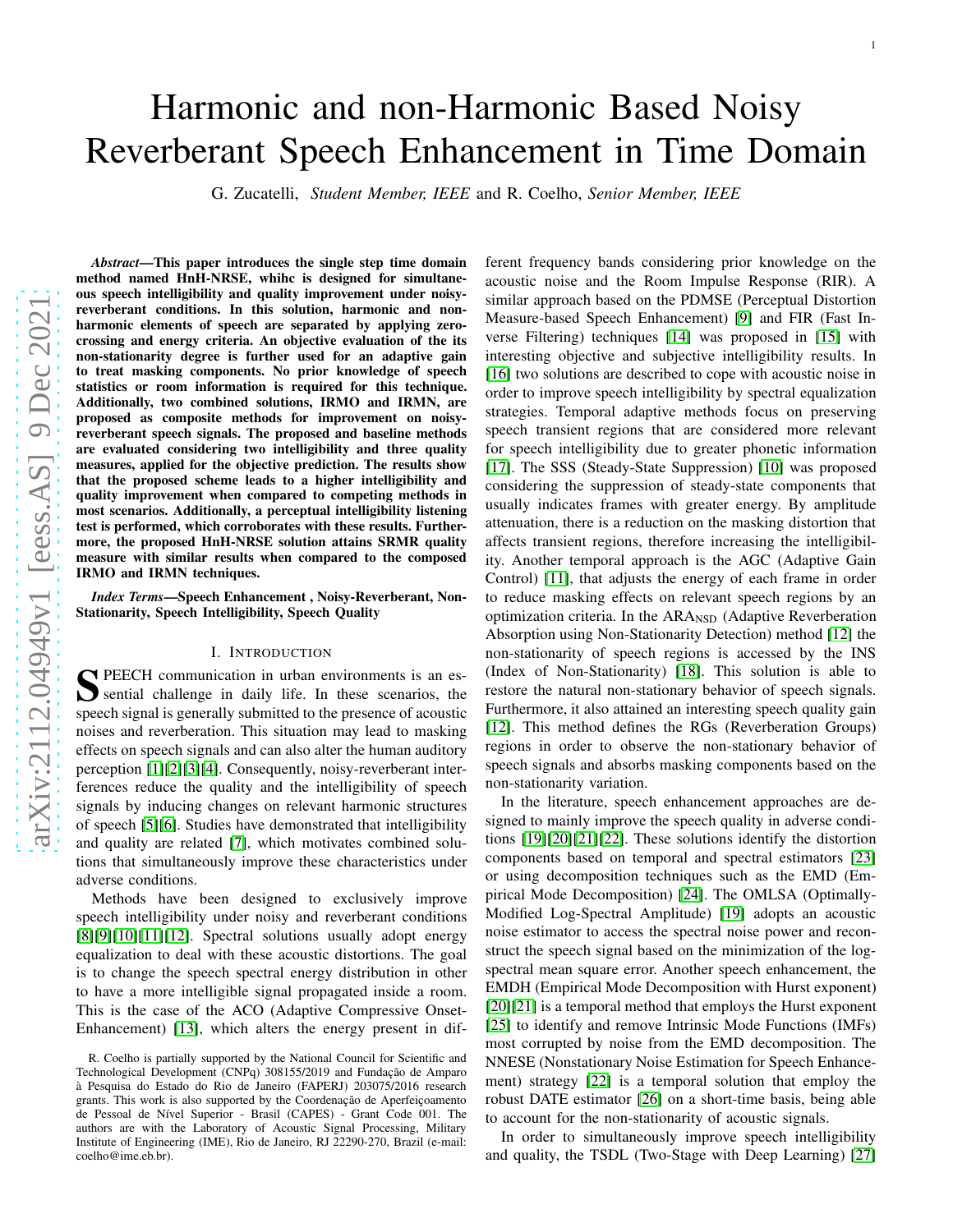# Harmonic and non-Harmonic Based Noisy Reverberant Speech Enhancement in Time Domain

G. Zucatelli, *Student Member, IEEE* and R. Coelho, *Senior Member, IEEE*

***Abstract*—This paper introduces the single step time domain method named HnH-NRSE, whihc is designed for simultaneous speech intelligibility and quality improvement under noisy-reverberant conditions. In this solution, harmonic and non-harmonic elements of speech are separated by applying zero-crossing and energy criteria. An objective evaluation of the its non-stationarity degree is further used for an adaptive gain to treat masking components. No prior knowledge of speech statistics or room information is required for this technique. Additionally, two combined solutions, IRMO and IRMN, are proposed as composite methods for improvement on noisy-reverberant speech signals. The proposed and baseline methods are evaluated considering two intelligibility and three quality measures, applied for the objective prediction. The results show that the proposed scheme leads to a higher intelligibility and quality improvement when compared to competing methods in most scenarios. Additionally, a perceptual intelligibility listening test is performed, which corroborates with these results. Furthermore, the proposed HnH-NRSE solution attains SRMR quality measure with similar results when compared to the composed IRMO and IRMN techniques.**

***Index Terms*—Speech Enhancement , Noisy-Reverberant, Non-Stationarity, Speech Intelligibility, Speech Quality**

## I. Introduction

Speech communication in urban environments is an essential challenge in daily life. In these scenarios, the speech signal is generally submitted to the presence of acoustic noises and reverberation. This situation may lead to masking effects on speech signals and can also alter the human auditory perception [1][2][3][4]. Consequently, noisy-reverberant interferences reduce the quality and the intelligibility of speech signals by inducing changes on relevant harmonic structures of speech [5][6]. Studies have demonstrated that intelligibility and quality are related [7], which motivates combined solutions that simultaneously improve these characteristics under adverse conditions.

Methods have been designed to exclusively improve speech intelligibility under noisy and reverberant conditions [8][9][10][11][12]. Spectral solutions usually adopt energy equalization to deal with these acoustic distortions. The goal is to change the speech spectral energy distribution in other to have a more intelligible signal propagated inside a room. This is the case of the ACO (Adaptive Compressive Onset-Enhancement) [13], which alters the energy present in different frequency bands considering prior knowledge on the acoustic noise and the Room Impulse Response (RIR). A similar approach based on the PDMSE (Perceptual Distortion Measure-based Speech Enhancement) [9] and FIR (Fast Inverse Filtering) techniques [14] was proposed in [15] with interesting objective and subjective intelligibility results. In [16] two solutions are described to cope with acoustic noise in order to improve speech intelligibility by spectral equalization strategies. Temporal adaptive methods focus on preserving speech transient regions that are considered more relevant for speech intelligibility due to greater phonetic information [17]. The SSS (Steady-State Suppression) [10] was proposed considering the suppression of steady-state components that usually indicates frames with greater energy. By amplitude attenuation, there is a reduction on the masking distortion that affects transient regions, therefore increasing the intelligibility. Another temporal approach is the AGC (Adaptive Gain Control) [11], that adjusts the energy of each frame in order to reduce masking effects on relevant speech regions by an optimization criteria. In the ARA$_{\text{NSD}}$ (Adaptive Reverberation Absorption using Non-Stationarity Detection) method [12] the non-stationarity of speech regions is accessed by the INS (Index of Non-Stationarity) [18]. This solution is able to restore the natural non-stationary behavior of speech signals. Furthermore, it also attained an interesting speech quality gain [12]. This method defines the RGs (Reverberation Groups) regions in order to observe the non-stationary behavior of speech signals and absorbs masking components based on the non-stationarity variation.

In the literature, speech enhancement approaches are designed to mainly improve the speech quality in adverse conditions [19][20][21][22]. These solutions identify the distortion components based on temporal and spectral estimators [23] or using decomposition techniques such as the EMD (Empirical Mode Decomposition) [24]. The OMLSA (Optimally-Modified Log-Spectral Amplitude) [19] adopts an acoustic noise estimator to access the spectral noise power and reconstruct the speech signal based on the minimization of the log-spectral mean square error. Another speech enhancement, the EMDH (Empirical Mode Decomposition with Hurst exponent) [20][21] is a temporal method that employs the Hurst exponent [25] to identify and remove Intrinsic Mode Functions (IMFs) most corrupted by noise from the EMD decomposition. The NNESE (Nonstationary Noise Estimation for Speech Enhancement) strategy [22] is a temporal solution that employ the robust DATE estimator [26] on a short-time basis, being able to account for the non-stationarity of acoustic signals.

In order to simultaneously improve speech intelligibility and quality, the TSDL (Two-Stage with Deep Learning) [27]

R. Coelho is partially supported by the National Council for Scientific and Technological Development (CNPq) 308155/2019 and Fundação de Amparo à Pesquisa do Estado do Rio de Janeiro (FAPERJ) 203075/2016 research grants. This work is also supported by the Coordenação de Aperfeiçoamento de Pessoal de Nível Superior - Brasil (CAPES) - Grant Code 001. The authors are with the Laboratory of Acoustic Signal Processing, Military Institute of Engineering (IME), Rio de Janeiro, RJ 22290-270, Brazil (e-mail: coelho@ime.eb.br).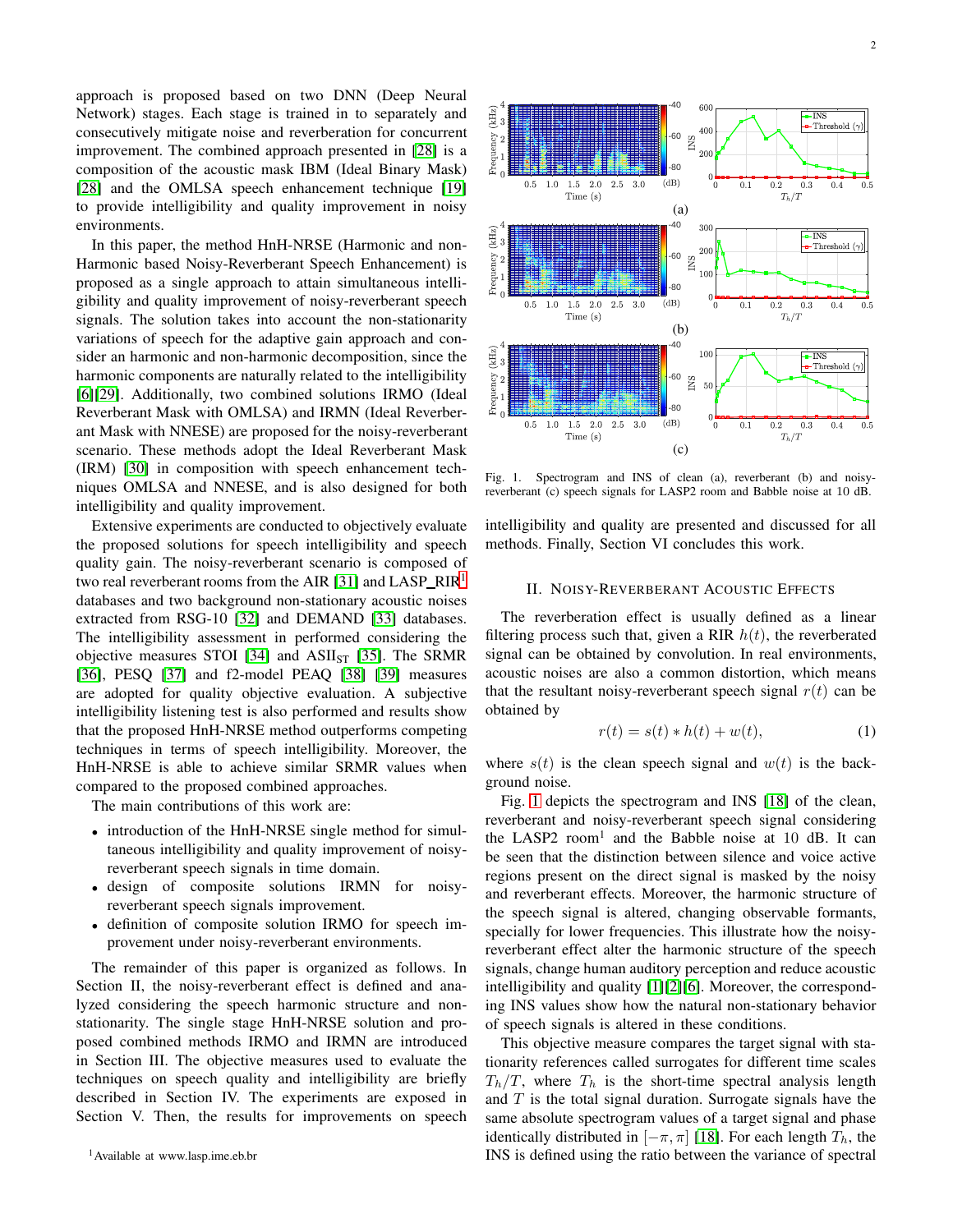approach is proposed based on two DNN (Deep Neural Network) stages. Each stage is trained in to separately and consecutively mitigate noise and reverberation for concurrent improvement. The combined approach presented in [28] is a composition of the acoustic mask IBM (Ideal Binary Mask) [28] and the OMLSA speech enhancement technique [19] to provide intelligibility and quality improvement in noisy environments.

In this paper, the method HnH-NRSE (Harmonic and non-Harmonic based Noisy-Reverberant Speech Enhancement) is proposed as a single approach to attain simultaneous intelligibility and quality improvement of noisy-reverberant speech signals. The solution takes into account the non-stationarity variations of speech for the adaptive gain approach and consider an harmonic and non-harmonic decomposition, since the harmonic components are naturally related to the intelligibility [6][29]. Additionally, two combined solutions IRMO (Ideal Reverberant Mask with OMLSA) and IRMN (Ideal Reverberant Mask with NNESE) are proposed for the noisy-reverberant scenario. These methods adopt the Ideal Reverberant Mask (IRM) [30] in composition with speech enhancement techniques OMLSA and NNESE, and is also designed for both intelligibility and quality improvement.

Extensive experiments are conducted to objectively evaluate the proposed solutions for speech intelligibility and speech quality gain. The noisy-reverberant scenario is composed of two real reverberant rooms from the AIR [31] and LASP_RIR[1] databases and two background non-stationary acoustic noises extracted from RSG-10 [32] and DEMAND [33] databases. The intelligibility assessment in performed considering the objective measures STOI [34] and $\text{ASII}_{\text{ST}}$ [35]. The SRMR [36], PESQ [37] and f2-model PEAQ [38] [39] measures are adopted for quality objective evaluation. A subjective intelligibility listening test is also performed and results show that the proposed HnH-NRSE method outperforms competing techniques in terms of speech intelligibility. Moreover, the HnH-NRSE is able to achieve similar SRMR values when compared to the proposed combined approaches.

The main contributions of this work are:

- introduction of the HnH-NRSE single method for simultaneous intelligibility and quality improvement of noisy-reverberant speech signals in time domain.
- design of composite solutions IRMN for noisy-reverberant speech signals improvement.
- definition of composite solution IRMO for speech improvement under noisy-reverberant environments.

The remainder of this paper is organized as follows. In Section II, the noisy-reverberant effect is defined and analyzed considering the speech harmonic structure and non-stationarity. The single stage HnH-NRSE solution and proposed combined methods IRMO and IRMN are introduced in Section III. The objective measures used to evaluate the techniques on speech quality and intelligibility are briefly described in Section IV. The experiments are exposed in Section V. Then, the results for improvements on speech intelligibility and quality are presented and discussed for all methods. Finally, Section VI concludes this work.

[1] Available at www.lasp.ime.eb.br

Fig. 1. Spectrogram and INS of clean (a), reverberant (b) and noisy-reverberant (c) speech signals for LASP2 room and Babble noise at 10 dB.

## II. Noisy-Reverberant Acoustic Effects

The reverberation effect is usually defined as a linear filtering process such that, given a RIR $h(t)$, the reverberated signal can be obtained by convolution. In real environments, acoustic noises are also a common distortion, which means that the resultant noisy-reverberant speech signal $r(t)$ can be obtained by

$$r(t) = s(t) * h(t) + w(t), \tag{1}$$

where $s(t)$ is the clean speech signal and $w(t)$ is the background noise.

Fig. 1 depicts the spectrogram and INS [18] of the clean, reverberant and noisy-reverberant speech signal considering the LASP2 room[1] and the Babble noise at 10 dB. It can be seen that the distinction between silence and voice active regions present on the direct signal is masked by the noisy and reverberant effects. Moreover, the harmonic structure of the speech signal is altered, changing observable formants, specially for lower frequencies. This illustrate how the noisy-reverberant effect alter the harmonic structure of the speech signals, change human auditory perception and reduce acoustic intelligibility and quality [1][2][6]. Moreover, the corresponding INS values show how the natural non-stationary behavior of speech signals is altered in these conditions.

This objective measure compares the target signal with stationarity references called surrogates for different time scales $T_h/T$, where $T_h$ is the short-time spectral analysis length and $T$ is the total signal duration. Surrogate signals have the same absolute spectrogram values of a target signal and phase identically distributed in $[-\pi, \pi]$ [18]. For each length $T_h$, the INS is defined using the ratio between the variance of spectral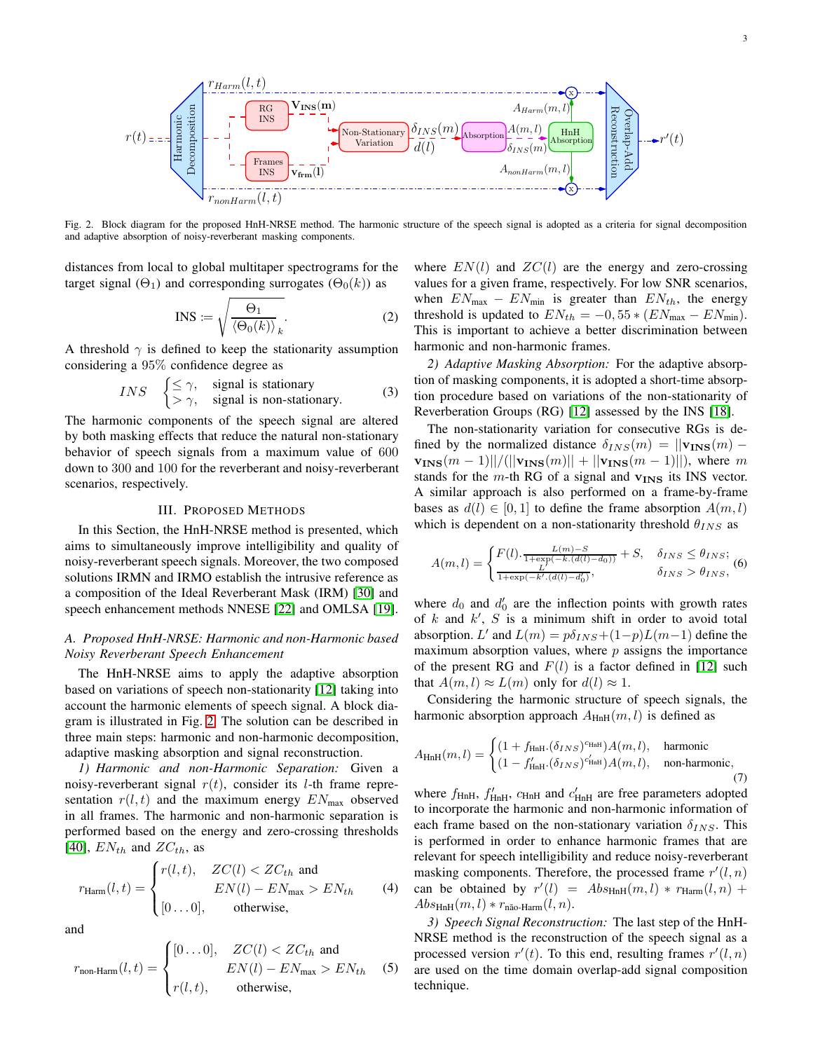Fig. 2. Block diagram for the proposed HnH-NRSE method. The harmonic structure of the speech signal is adopted as a criteria for signal decomposition and adaptive absorption of noisy-reverberant masking components.

distances from local to global multitaper spectrograms for the target signal ($\Theta_1$) and corresponding surrogates ($\Theta_0(k)$) as

$$\text{INS} := \sqrt{\frac{\Theta_1}{\langle \Theta_0(k) \rangle_k}}. \tag{2}$$

A threshold $\gamma$ is defined to keep the stationarity assumption considering a 95% confidence degree as

$$INS \quad \begin{cases} \leq \gamma, & \text{signal is stationary} \\ > \gamma, & \text{signal is non-stationary.} \end{cases} \tag{3}$$

The harmonic components of the speech signal are altered by both masking effects that reduce the natural non-stationary behavior of speech signals from a maximum value of 600 down to 300 and 100 for the reverberant and noisy-reverberant scenarios, respectively.

## III. Proposed Methods

In this Section, the HnH-NRSE method is presented, which aims to simultaneously improve intelligibility and quality of noisy-reverberant speech signals. Moreover, the two composed solutions IRMN and IRMO establish the intrusive reference as a composition of the Ideal Reverberant Mask (IRM) [30] and speech enhancement methods NNESE [22] and OMLSA [19].

### A. Proposed HnH-NRSE: Harmonic and non-Harmonic based Noisy Reverberant Speech Enhancement

The HnH-NRSE aims to apply the adaptive absorption based on variations of speech non-stationarity [12] taking into account the harmonic elements of speech signal. A block diagram is illustrated in Fig. 2. The solution can be described in three main steps: harmonic and non-harmonic decomposition, adaptive masking absorption and signal reconstruction.

*1) Harmonic and non-Harmonic Separation:* Given a noisy-reverberant signal $r(t)$, consider its $l$-th frame representation $r(l,t)$ and the maximum energy $EN_{\max}$ observed in all frames. The harmonic and non-harmonic separation is performed based on the energy and zero-crossing thresholds [40], $EN_{th}$ and $ZC_{th}$, as

$$r_{\text{Harm}}(l,t) = \begin{cases} r(l,t), & ZC(l) < ZC_{th} \text{ and} \\ & EN(l) - EN_{\max} > EN_{th} \\ [0 \ldots 0], & \text{otherwise,} \end{cases} \tag{4}$$

and

$$r_{\text{non-Harm}}(l,t) = \begin{cases} [0 \ldots 0], & ZC(l) < ZC_{th} \text{ and} \\ & EN(l) - EN_{\max} > EN_{th} \\ r(l,t), & \text{otherwise,} \end{cases} \tag{5}$$

where $EN(l)$ and $ZC(l)$ are the energy and zero-crossing values for a given frame, respectively. For low SNR scenarios, when $EN_{\max} - EN_{\min}$ is greater than $EN_{th}$, the energy threshold is updated to $EN_{th} = -0,55 * (EN_{\max} - EN_{\min})$. This is important to achieve a better discrimination between harmonic and non-harmonic frames.

*2) Adaptive Masking Absorption:* For the adaptive absorption of masking components, it is adopted a short-time absorption procedure based on variations of the non-stationarity of Reverberation Groups (RG) [12] assessed by the INS [18].

The non-stationarity variation for consecutive RGs is defined by the normalized distance $\delta_{INS}(m) = ||\mathbf{v_{INS}}(m) - \mathbf{v_{INS}}(m-1)||/(||\mathbf{v_{INS}}(m)|| + ||\mathbf{v_{INS}}(m-1)||)$, where $m$ stands for the $m$-th RG of a signal and $\mathbf{v_{INS}}$ its INS vector. A similar approach is also performed on a frame-by-frame bases as $d(l) \in [0,1]$ to define the frame absorption $A(m,l)$ which is dependent on a non-stationarity threshold $\theta_{INS}$ as

$$A(m,l) = \begin{cases} F(l) \cdot \frac{L(m)-S}{1+\exp(-k.(d(l)-d_0))} + S, & \delta_{INS} \leq \theta_{INS}; \\ \frac{L'}{1+\exp(-k'.(d(l)-d_0'))}, & \delta_{INS} > \theta_{INS}, \end{cases} \tag{6}$$

where $d_0$ and $d_0'$ are the inflection points with growth rates of $k$ and $k'$, $S$ is a minimum shift in order to avoid total absorption. $L'$ and $L(m) = p\delta_{INS} + (1-p)L(m-1)$ define the maximum absorption values, where $p$ assigns the importance of the present RG and $F(l)$ is a factor defined in [12] such that $A(m,l) \approx L(m)$ only for $d(l) \approx 1$.

Considering the harmonic structure of speech signals, the harmonic absorption approach $A_{\text{HnH}}(m,l)$ is defined as

$$A_{\text{HnH}}(m,l) = \begin{cases} (1 + f_{\text{HnH}} \cdot (\delta_{INS})^{c_{\text{HnH}}}) A(m,l), & \text{harmonic} \\ (1 - f'_{\text{HnH}} \cdot (\delta_{INS})^{c'_{\text{HnH}}}) A(m,l), & \text{non-harmonic,} \end{cases} \tag{7}$$

where $f_{\text{HnH}}$, $f'_{\text{HnH}}$, $c_{\text{HnH}}$ and $c'_{\text{HnH}}$ are free parameters adopted to incorporate the harmonic and non-harmonic information of each frame based on the non-stationary variation $\delta_{INS}$. This is performed in order to enhance harmonic frames that are relevant for speech intelligibility and reduce noisy-reverberant masking components. Therefore, the processed frame $r'(l,n)$ can be obtained by $r'(l) = Abs_{\text{HnH}}(m,l) * r_{\text{Harm}}(l,n) + Abs_{\text{HnH}}(m,l) * r_{\text{não-Harm}}(l,n)$.

*3) Speech Signal Reconstruction:* The last step of the HnH-NRSE method is the reconstruction of the speech signal as a processed version $r'(t)$. To this end, resulting frames $r'(l,n)$ are used on the time domain overlap-add signal composition technique.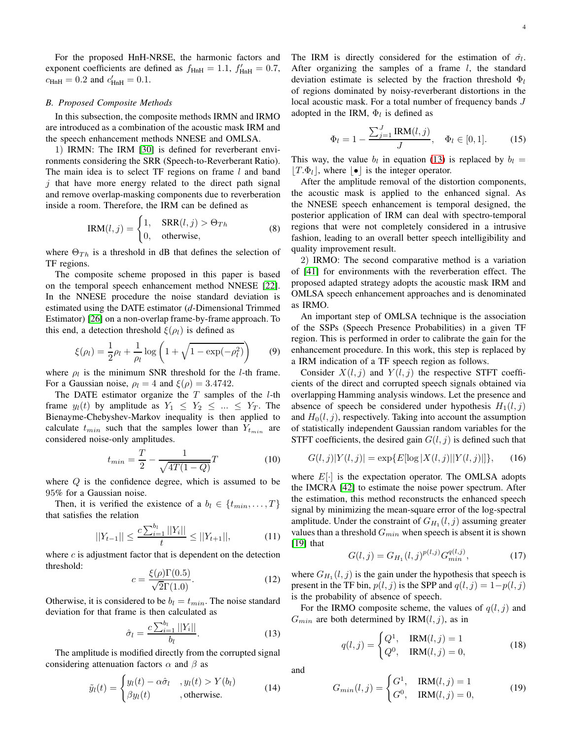For the proposed HnH-NRSE, the harmonic factors and exponent coefficients are defined as $f_{\text{HnH}} = 1.1$, $f'_{\text{HnH}} = 0.7$, $c_{\text{HnH}} = 0.2$ and $c'_{\text{HnH}} = 0.1$.

### B. Proposed Composite Methods

In this subsection, the composite methods IRMN and IRMO are introduced as a combination of the acoustic mask IRM and the speech enhancement methods NNESE and OMLSA.

1) IRMN: The IRM [30] is defined for reverberant environments considering the SRR (Speech-to-Reverberant Ratio). The main idea is to select TF regions on frame $l$ and band $j$ that have more energy related to the direct path signal and remove overlap-masking components due to reverberation inside a room. Therefore, the IRM can be defined as

$$\text{IRM}(l,j) = \begin{cases} 1, & \text{SRR}(l,j) > \Theta_{Th} \\ 0, & \text{otherwise}, \end{cases} \tag{8}$$

where $\Theta_{Th}$ is a threshold in dB that defines the selection of TF regions.

The composite scheme proposed in this paper is based on the temporal speech enhancement method NNESE [22]. In the NNESE procedure the noise standard deviation is estimated using the DATE estimator (*d*-Dimensional Trimmed Estimator) [26] on a non-overlap frame-by-frame approach. To this end, a detection threshold $\xi(\rho_l)$ is defined as

$$\xi(\rho_l) = \frac{1}{2}\rho_l + \frac{1}{\rho_l}\log\left(1 + \sqrt{1 - \exp(-\rho_l^2)}\right) \tag{9}$$

where $\rho_l$ is the minimum SNR threshold for the $l$-th frame. For a Gaussian noise, $\rho_l = 4$ and $\xi(\rho) = 3.4742$.

The DATE estimator organize the $T$ samples of the $l$-th frame $y_l(t)$ by amplitude as $Y_1 \leq Y_2 \leq \ldots \leq Y_T$. The Bienayme-Chebyshev-Markov inequality is then applied to calculate $t_{min}$ such that the samples lower than $Y_{t_{min}}$ are considered noise-only amplitudes.

$$t_{min} = \frac{T}{2} - \frac{1}{\sqrt{4T(1-Q)}}T \tag{10}$$

where $Q$ is the confidence degree, which is assumed to be 95% for a Gaussian noise.

Then, it is verified the existence of a $b_l \in \{t_{min}, \ldots, T\}$ that satisfies the relation

$$||Y_{t-1}|| \leq \frac{c\sum_{i=1}^{b_l}||Y_i||}{t} \leq ||Y_{t+1}||, \tag{11}$$

where $c$ is adjustment factor that is dependent on the detection threshold:

$$c = \frac{\xi(\rho)\Gamma(0.5)}{\sqrt{2}\Gamma(1.0)}. \tag{12}$$

Otherwise, it is considered to be $b_l = t_{min}$. The noise standard deviation for that frame is then calculated as

$$\hat{\sigma}_l = \frac{c\sum_{i=1}^{b_l}||Y_i||}{b_l}. \tag{13}$$

The amplitude is modified directly from the corrupted signal considering attenuation factors $\alpha$ and $\beta$ as

$$\tilde{y}_l(t) = \begin{cases} y_l(t) - \alpha\hat{\sigma}_l & , y_l(t) > Y(b_l) \\ \beta y_l(t) & , \text{otherwise}. \end{cases} \tag{14}$$

The IRM is directly considered for the estimation of $\hat{\sigma}_l$. After organizing the samples of a frame $l$, the standard deviation estimate is selected by the fraction threshold $\Phi_l$ of regions dominated by noisy-reverberant distortions in the local acoustic mask. For a total number of frequency bands $J$ adopted in the IRM, $\Phi_l$ is defined as

$$\Phi_l = 1 - \frac{\sum_{j=1}^{J}\text{IRM}(l,j)}{J}, \quad \Phi_l \in [0,1]. \tag{15}$$

This way, the value $b_l$ in equation (13) is replaced by $b_l = \lfloor T.\Phi_l \rfloor$, where $\lfloor \bullet \rfloor$ is the integer operator.

After the amplitude removal of the distortion components, the acoustic mask is applied to the enhanced signal. As the NNESE speech enhancement is temporal designed, the posterior application of IRM can deal with spectro-temporal regions that were not completely considered in a intrusive fashion, leading to an overall better speech intelligibility and quality improvement result.

2) IRMO: The second comparative method is a variation of [41] for environments with the reverberation effect. The proposed adapted strategy adopts the acoustic mask IRM and OMLSA speech enhancement approaches and is denominated as IRMO.

An important step of OMLSA technique is the association of the SSPs (Speech Presence Probabilities) in a given TF region. This is performed in order to calibrate the gain for the enhancement procedure. In this work, this step is replaced by a IRM indication of a TF speech region as follows.

Consider $X(l,j)$ and $Y(l,j)$ the respective STFT coefficients of the direct and corrupted speech signals obtained via overlapping Hamming analysis windows. Let the presence and absence of speech be considered under hypothesis $H_1(l,j)$ and $H_0(l,j)$, respectively. Taking into account the assumption of statistically independent Gaussian random variables for the STFT coefficients, the desired gain $G(l,j)$ is defined such that

$$G(l,j)|Y(l,j)| = \exp\{E[\log|X(l,j)||Y(l,j)|]\}, \tag{16}$$

where $E[\cdot]$ is the expectation operator. The OMLSA adopts the IMCRA [42] to estimate the noise power spectrum. After the estimation, this method reconstructs the enhanced speech signal by minimizing the mean-square error of the log-spectral amplitude. Under the constraint of $G_{H_1}(l,j)$ assuming greater values than a threshold $G_{min}$ when speech is absent it is shown [19] that

$$G(l,j) = G_{H_1}(l,j)^{p(l,j)}G_{min}^{q(l,j)}, \tag{17}$$

where $G_{H_1}(l,j)$ is the gain under the hypothesis that speech is present in the TF bin, $p(l,j)$ is the SPP and $q(l,j) = 1 - p(l,j)$ is the probability of absence of speech.

For the IRMO composite scheme, the values of $q(l,j)$ and $G_{min}$ are both determined by $\text{IRM}(l,j)$, as in

$$q(l,j) = \begin{cases} Q^1, & \text{IRM}(l,j) = 1 \\ Q^0, & \text{IRM}(l,j) = 0, \end{cases} \tag{18}$$

and

$$G_{min}(l,j) = \begin{cases} G^1, & \text{IRM}(l,j) = 1 \\ G^0, & \text{IRM}(l,j) = 0, \end{cases} \tag{19}$$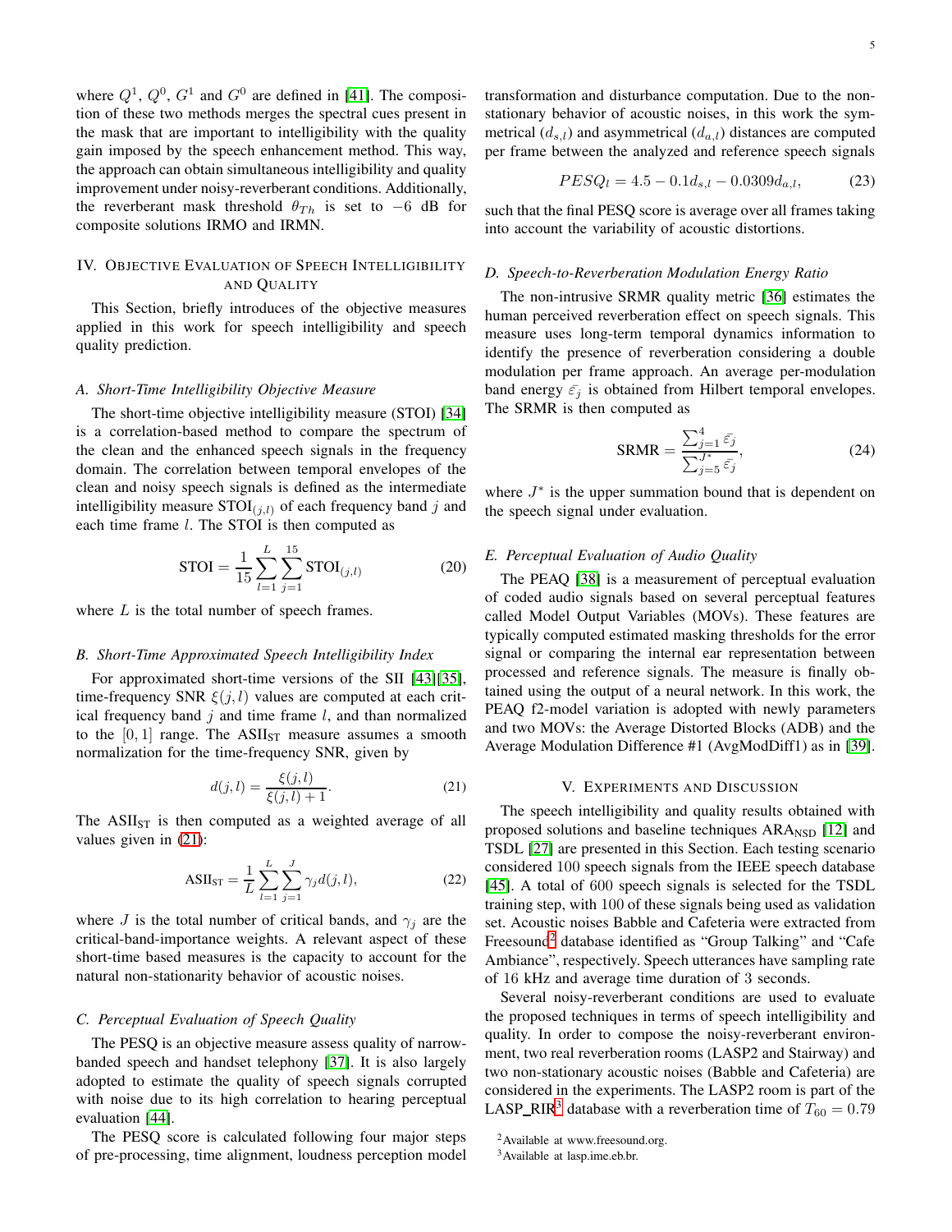where $Q^1$, $Q^0$, $G^1$ and $G^0$ are defined in [41]. The composition of these two methods merges the spectral cues present in the mask that are important to intelligibility with the quality gain imposed by the speech enhancement method. This way, the approach can obtain simultaneous intelligibility and quality improvement under noisy-reverberant conditions. Additionally, the reverberant mask threshold $\theta_{Th}$ is set to $-6$ dB for composite solutions IRMO and IRMN.

## IV. Objective Evaluation of Speech Intelligibility and Quality

This Section, briefly introduces of the objective measures applied in this work for speech intelligibility and speech quality prediction.

### A. Short-Time Intelligibility Objective Measure

The short-time objective intelligibility measure (STOI) [34] is a correlation-based method to compare the spectrum of the clean and the enhanced speech signals in the frequency domain. The correlation between temporal envelopes of the clean and noisy speech signals is defined as the intermediate intelligibility measure $\text{STOI}_{(j,l)}$ of each frequency band $j$ and each time frame $l$. The STOI is then computed as

$$\text{STOI} = \frac{1}{15}\sum_{l=1}^{L}\sum_{j=1}^{15}\text{STOI}_{(j,l)} \tag{20}$$

where $L$ is the total number of speech frames.

### B. Short-Time Approximated Speech Intelligibility Index

For approximated short-time versions of the SII [43][35], time-frequency SNR $\xi(j,l)$ values are computed at each critical frequency band $j$ and time frame $l$, and than normalized to the $[0,1]$ range. The $\text{ASII}_{\text{ST}}$ measure assumes a smooth normalization for the time-frequency SNR, given by

$$d(j,l) = \frac{\xi(j,l)}{\xi(j,l)+1}. \tag{21}$$

The $\text{ASII}_{\text{ST}}$ is then computed as a weighted average of all values given in (21):

$$\text{ASII}_{\text{ST}} = \frac{1}{L}\sum_{l=1}^{L}\sum_{j=1}^{J}\gamma_j d(j,l), \tag{22}$$

where $J$ is the total number of critical bands, and $\gamma_j$ are the critical-band-importance weights. A relevant aspect of these short-time based measures is the capacity to account for the natural non-stationarity behavior of acoustic noises.

### C. Perceptual Evaluation of Speech Quality

The PESQ is an objective measure assess quality of narrow-banded speech and handset telephony [37]. It is also largely adopted to estimate the quality of speech signals corrupted with noise due to its high correlation to hearing perceptual evaluation [44].

The PESQ score is calculated following four major steps of pre-processing, time alignment, loudness perception model transformation and disturbance computation. Due to the non-stationary behavior of acoustic noises, in this work the symmetrical ($d_{s,l}$) and asymmetrical ($d_{a,l}$) distances are computed per frame between the analyzed and reference speech signals

$$PESQ_l = 4.5 - 0.1 d_{s,l} - 0.0309 d_{a,l}, \tag{23}$$

such that the final PESQ score is average over all frames taking into account the variability of acoustic distortions.

### D. Speech-to-Reverberation Modulation Energy Ratio

The non-intrusive SRMR quality metric [36] estimates the human perceived reverberation effect on speech signals. This measure uses long-term temporal dynamics information to identify the presence of reverberation considering a double modulation per frame approach. An average per-modulation band energy $\bar{\varepsilon_j}$ is obtained from Hilbert temporal envelopes. The SRMR is then computed as

$$\text{SRMR} = \frac{\sum_{j=1}^{4}\bar{\varepsilon_j}}{\sum_{j=5}^{J^*}\bar{\varepsilon_j}}, \tag{24}$$

where $J^*$ is the upper summation bound that is dependent on the speech signal under evaluation.

### E. Perceptual Evaluation of Audio Quality

The PEAQ [38] is a measurement of perceptual evaluation of coded audio signals based on several perceptual features called Model Output Variables (MOVs). These features are typically computed estimated masking thresholds for the error signal or comparing the internal ear representation between processed and reference signals. The measure is finally obtained using the output of a neural network. In this work, the PEAQ f2-model variation is adopted with newly parameters and two MOVs: the Average Distorted Blocks (ADB) and the Average Modulation Difference #1 (AvgModDiff1) as in [39].

## V. Experiments and Discussion

The speech intelligibility and quality results obtained with proposed solutions and baseline techniques $\text{ARA}_{\text{NSD}}$ [12] and TSDL [27] are presented in this Section. Each testing scenario considered 100 speech signals from the IEEE speech database [45]. A total of 600 speech signals is selected for the TSDL training step, with 100 of these signals being used as validation set. Acoustic noises Babble and Cafeteria were extracted from Freesound[2] database identified as "Group Talking" and "Cafe Ambiance", respectively. Speech utterances have sampling rate of 16 kHz and average time duration of 3 seconds.

Several noisy-reverberant conditions are used to evaluate the proposed techniques in terms of speech intelligibility and quality. In order to compose the noisy-reverberant environment, two real reverberation rooms (LASP2 and Stairway) and two non-stationary acoustic noises (Babble and Cafeteria) are considered in the experiments. The LASP2 room is part of the LASP_RIR[3] database with a reverberation time of $T_{60} = 0.79$

[2] Available at www.freesound.org.

[3] Available at lasp.ime.eb.br.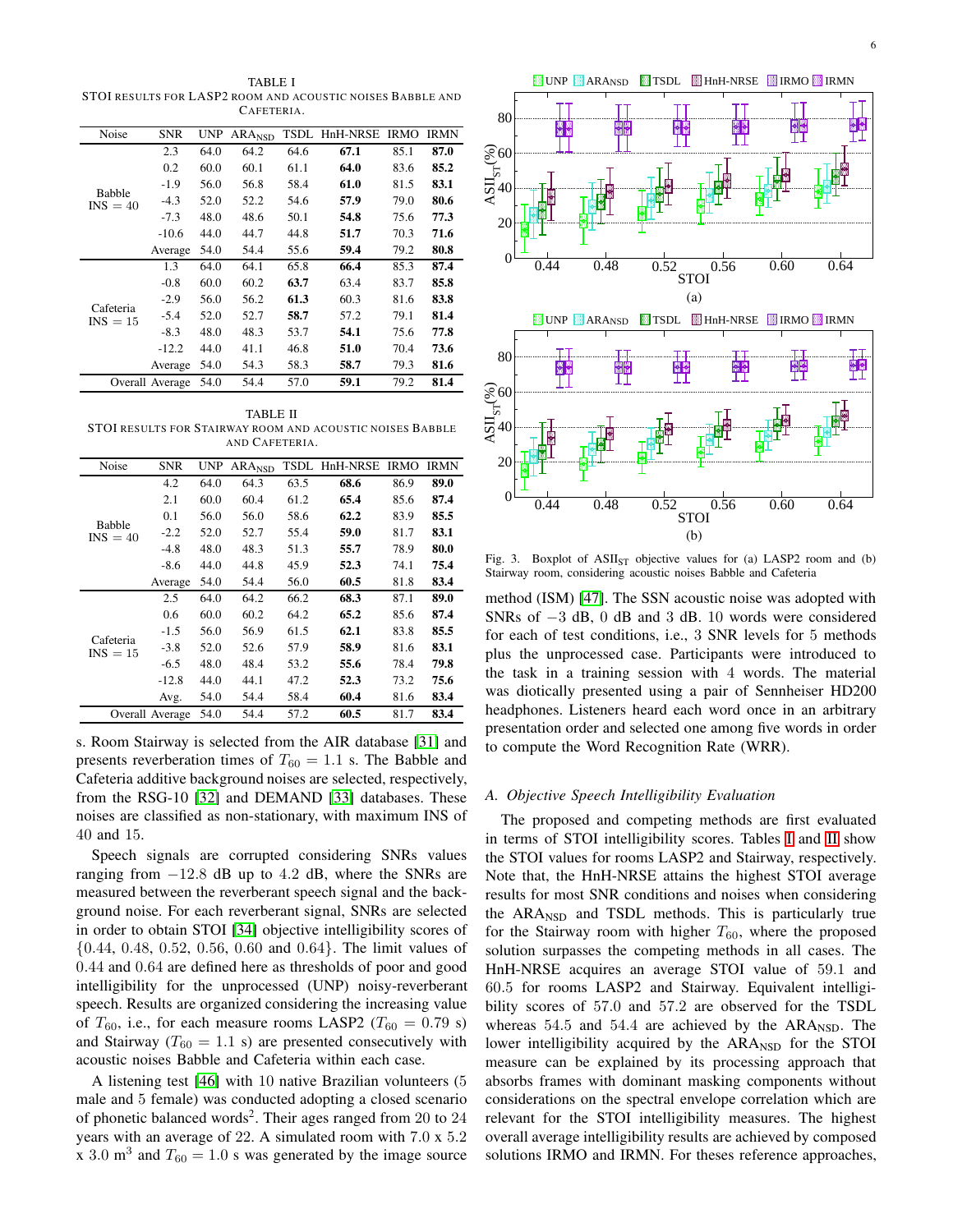TABLE I
STOI RESULTS FOR LASP2 ROOM AND ACOUSTIC NOISES BABBLE AND CAFETERIA.

| Noise | SNR | UNP | $ARA_{NSD}$ | TSDL | HnH-NRSE | IRMO | IRMN |
|---|---|---|---|---|---|---|---|
| Babble INS = 40 | 2.3 | 64.0 | 64.2 | 64.6 | **67.1** | 85.1 | **87.0** |
| | 0.2 | 60.0 | 60.1 | 61.1 | **64.0** | 83.6 | **85.2** |
| | -1.9 | 56.0 | 56.8 | 58.4 | **61.0** | 81.5 | **83.1** |
| | -4.3 | 52.0 | 52.2 | 54.6 | **57.9** | 79.0 | **80.6** |
| | -7.3 | 48.0 | 48.6 | 50.1 | **54.8** | 75.6 | **77.3** |
| | -10.6 | 44.0 | 44.7 | 44.8 | **51.7** | 70.3 | **71.6** |
| | Average | 54.0 | 54.4 | 55.6 | **59.4** | 79.2 | **80.8** |
| Cafeteria INS = 15 | 1.3 | 64.0 | 64.1 | 65.8 | **66.4** | 85.3 | **87.4** |
| | -0.8 | 60.0 | 60.2 | **63.7** | 63.4 | 83.7 | **85.8** |
| | -2.9 | 56.0 | 56.2 | **61.3** | 60.3 | 81.6 | **83.8** |
| | -5.4 | 52.0 | 52.7 | **58.7** | 57.2 | 79.1 | **81.4** |
| | -8.3 | 48.0 | 48.3 | 53.7 | **54.1** | 75.6 | **77.8** |
| | -12.2 | 44.0 | 41.1 | 46.8 | **51.0** | 70.4 | **73.6** |
| | Average | 54.0 | 54.3 | 58.3 | **58.7** | 79.3 | **81.6** |
| Overall Average | | 54.0 | 54.4 | 57.0 | **59.1** | 79.2 | **81.4** |

TABLE II
STOI RESULTS FOR STAIRWAY ROOM AND ACOUSTIC NOISES BABBLE AND CAFETERIA.

| Noise | SNR | UNP | $ARA_{NSD}$ | TSDL | HnH-NRSE | IRMO | IRMN |
|---|---|---|---|---|---|---|---|
| Babble INS = 40 | 4.2 | 64.0 | 64.3 | 63.5 | **68.6** | 86.9 | **89.0** |
| | 2.1 | 60.0 | 60.4 | 61.2 | **65.4** | 85.6 | **87.4** |
| | 0.1 | 56.0 | 56.0 | 58.6 | **62.2** | 83.9 | **85.5** |
| | -2.2 | 52.0 | 52.7 | 55.4 | **59.0** | 81.7 | **83.1** |
| | -4.8 | 48.0 | 48.3 | 51.3 | **55.7** | 78.9 | **80.0** |
| | -8.6 | 44.0 | 44.8 | 45.9 | **52.3** | 74.1 | **75.4** |
| | Average | 54.0 | 54.4 | 56.0 | **60.5** | 81.8 | **83.4** |
| Cafeteria INS = 15 | 2.5 | 64.0 | 64.2 | 66.2 | **68.3** | 87.1 | **89.0** |
| | 0.6 | 60.0 | 60.2 | 64.2 | **65.2** | 85.6 | **87.4** |
| | -1.5 | 56.0 | 56.9 | 61.5 | **62.1** | 83.8 | **85.5** |
| | -3.8 | 52.0 | 52.6 | 57.9 | **58.9** | 81.6 | **83.1** |
| | -6.5 | 48.0 | 48.4 | 53.2 | **55.6** | 78.4 | **79.8** |
| | -12.8 | 44.0 | 44.1 | 47.2 | **52.3** | 73.2 | **75.6** |
| | Avg. | 54.0 | 54.4 | 58.4 | **60.4** | 81.6 | **83.4** |
| Overall Average | | 54.0 | 54.4 | 57.2 | **60.5** | 81.7 | **83.4** |

s. Room Stairway is selected from the AIR database [31] and presents reverberation times of $T_{60} = 1.1$ s. The Babble and Cafeteria additive background noises are selected, respectively, from the RSG-10 [32] and DEMAND [33] databases. These noises are classified as non-stationary, with maximum INS of 40 and 15.

Speech signals are corrupted considering SNRs values ranging from $-12.8$ dB up to $4.2$ dB, where the SNRs are measured between the reverberant speech signal and the background noise. For each reverberant signal, SNRs are selected in order to obtain STOI [34] objective intelligibility scores of $\{0.44, 0.48, 0.52, 0.56, 0.60 \text{ and } 0.64\}$. The limit values of $0.44$ and $0.64$ are defined here as thresholds of poor and good intelligibility for the unprocessed (UNP) noisy-reverberant speech. Results are organized considering the increasing value of $T_{60}$, i.e., for each measure rooms LASP2 ($T_{60} = 0.79$ s) and Stairway ($T_{60} = 1.1$ s) are presented consecutively with acoustic noises Babble and Cafeteria within each case.

A listening test [46] with 10 native Brazilian volunteers (5 male and 5 female) was conducted adopting a closed scenario of phonetic balanced words[2]. Their ages ranged from 20 to 24 years with an average of 22. A simulated room with 7.0 x 5.2 x 3.0 m$^3$ and $T_{60} = 1.0$ s was generated by the image source method (ISM) [47]. The SSN acoustic noise was adopted with SNRs of $-3$ dB, $0$ dB and $3$ dB. 10 words were considered for each of test conditions, i.e., 3 SNR levels for 5 methods plus the unprocessed case. Participants were introduced to the task in a training session with 4 words. The material was diotically presented using a pair of Sennheiser HD200 headphones. Listeners heard each word once in an arbitrary presentation order and selected one among five words in order to compute the Word Recognition Rate (WRR).

Fig. 3. Boxplot of $ASII_{ST}$ objective values for (a) LASP2 room and (b) Stairway room, considering acoustic noises Babble and Cafeteria

### A. Objective Speech Intelligibility Evaluation

The proposed and competing methods are first evaluated in terms of STOI intelligibility scores. Tables I and II show the STOI values for rooms LASP2 and Stairway, respectively. Note that, the HnH-NRSE attains the highest STOI average results for most SNR conditions and noises when considering the $ARA_{NSD}$ and TSDL methods. This is particularly true for the Stairway room with higher $T_{60}$, where the proposed solution surpasses the competing methods in all cases. The HnH-NRSE acquires an average STOI value of $59.1$ and $60.5$ for rooms LASP2 and Stairway. Equivalent intelligibility scores of $57.0$ and $57.2$ are observed for the TSDL whereas $54.5$ and $54.4$ are achieved by the $ARA_{NSD}$. The lower intelligibility acquired by the $ARA_{NSD}$ for the STOI measure can be explained by its processing approach that absorbs frames with dominant masking components without considerations on the spectral envelope correlation which are relevant for the STOI intelligibility measures. The highest overall average intelligibility results are achieved by composed solutions IRMO and IRMN. For theses reference approaches,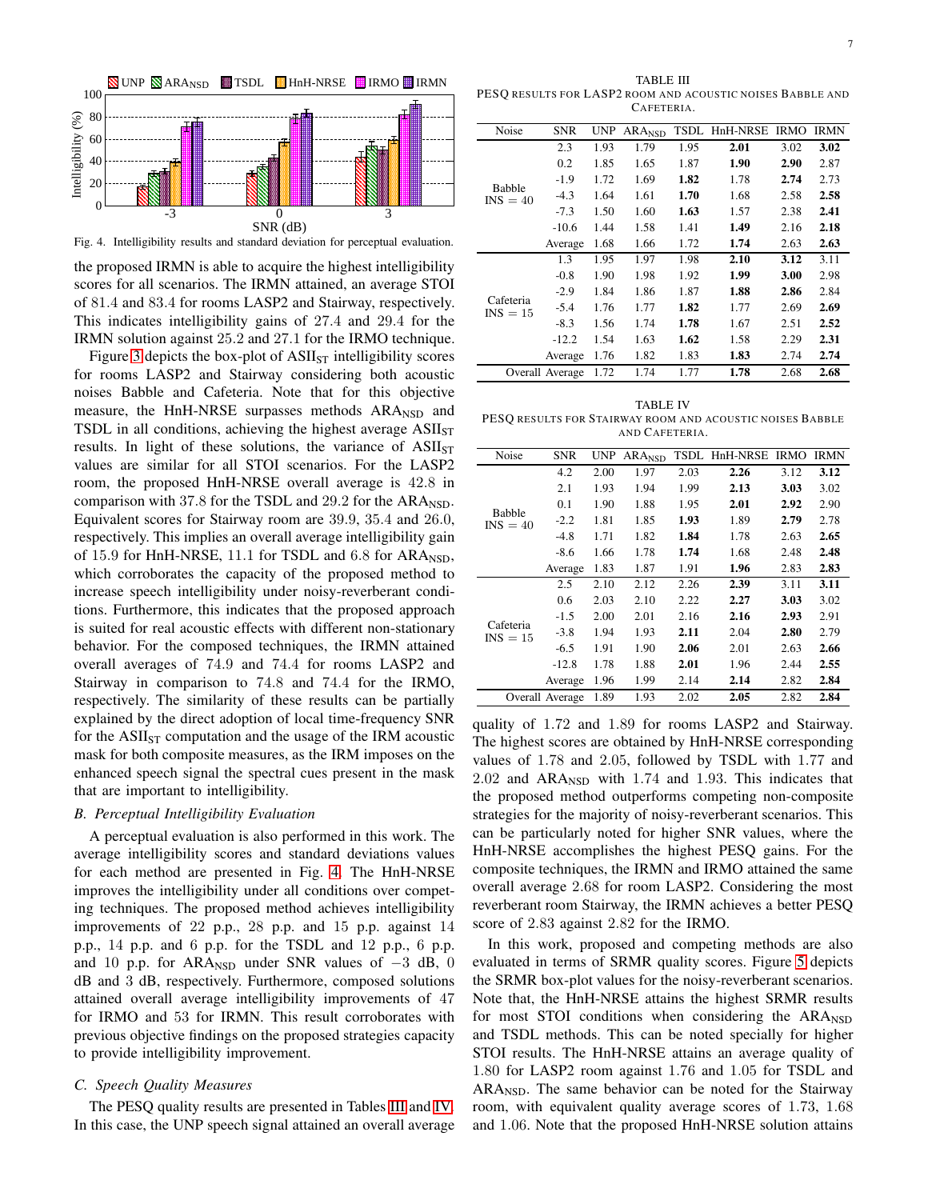Fig. 4. Intelligibility results and standard deviation for perceptual evaluation.

the proposed IRMN is able to acquire the highest intelligibility scores for all scenarios. The IRMN attained, an average STOI of 81.4 and 83.4 for rooms LASP2 and Stairway, respectively. This indicates intelligibility gains of 27.4 and 29.4 for the IRMN solution against 25.2 and 27.1 for the IRMO technique.

Figure 3 depicts the box-plot of $\text{ASII}_{\text{ST}}$ intelligibility scores for rooms LASP2 and Stairway considering both acoustic noises Babble and Cafeteria. Note that for this objective measure, the HnH-NRSE surpasses methods $\text{ARA}_{\text{NSD}}$ and TSDL in all conditions, achieving the highest average $\text{ASII}_{\text{ST}}$ results. In light of these solutions, the variance of $\text{ASII}_{\text{ST}}$ values are similar for all STOI scenarios. For the LASP2 room, the proposed HnH-NRSE overall average is 42.8 in comparison with 37.8 for the TSDL and 29.2 for the $\text{ARA}_{\text{NSD}}$. Equivalent scores for Stairway room are 39.9, 35.4 and 26.0, respectively. This implies an overall average intelligibility gain of 15.9 for HnH-NRSE, 11.1 for TSDL and 6.8 for $\text{ARA}_{\text{NSD}}$, which corroborates the capacity of the proposed method to increase speech intelligibility under noisy-reverberant conditions. Furthermore, this indicates that the proposed approach is suited for real acoustic effects with different non-stationary behavior. For the composed techniques, the IRMN attained overall averages of 74.9 and 74.4 for rooms LASP2 and Stairway in comparison to 74.8 and 74.4 for the IRMO, respectively. The similarity of these results can be partially explained by the direct adoption of local time-frequency SNR for the $\text{ASII}_{\text{ST}}$ computation and the usage of the IRM acoustic mask for both composite measures, as the IRM imposes on the enhanced speech signal the spectral cues present in the mask that are important to intelligibility.

### *B. Perceptual Intelligibility Evaluation*

A perceptual evaluation is also performed in this work. The average intelligibility scores and standard deviations values for each method are presented in Fig. 4. The HnH-NRSE improves the intelligibility under all conditions over competing techniques. The proposed method achieves intelligibility improvements of 22 p.p., 28 p.p. and 15 p.p. against 14 p.p., 14 p.p. and 6 p.p. for the TSDL and 12 p.p., 6 p.p. and 10 p.p. for $\text{ARA}_{\text{NSD}}$ under SNR values of $-3$ dB, 0 dB and 3 dB, respectively. Furthermore, composed solutions attained overall average intelligibility improvements of 47 for IRMO and 53 for IRMN. This result corroborates with previous objective findings on the proposed strategies capacity to provide intelligibility improvement.

### *C. Speech Quality Measures*

The PESQ quality results are presented in Tables III and IV. In this case, the UNP speech signal attained an overall average quality of 1.72 and 1.89 for rooms LASP2 and Stairway. The highest scores are obtained by HnH-NRSE corresponding values of 1.78 and 2.05, followed by TSDL with 1.77 and 2.02 and $\text{ARA}_{\text{NSD}}$ with 1.74 and 1.93. This indicates that the proposed method outperforms competing non-composite strategies for the majority of noisy-reverberant scenarios. This can be particularly noted for higher SNR values, where the HnH-NRSE accomplishes the highest PESQ gains. For the composite techniques, the IRMN and IRMO attained the same overall average 2.68 for room LASP2. Considering the most reverberant room Stairway, the IRMN achieves a better PESQ score of 2.83 against 2.82 for the IRMO.

TABLE III
PESQ RESULTS FOR LASP2 ROOM AND ACOUSTIC NOISES BABBLE AND CAFETERIA.

| Noise | SNR | UNP | $\text{ARA}_{\text{NSD}}$ | TSDL | HnH-NRSE | IRMO | IRMN |
|---|---|---|---|---|---|---|---|
| Babble INS = 40 | 2.3 | 1.93 | 1.79 | 1.95 | **2.01** | 3.02 | **3.02** |
| | 0.2 | 1.85 | 1.65 | 1.87 | **1.90** | **2.90** | 2.87 |
| | -1.9 | 1.72 | 1.69 | **1.82** | 1.78 | **2.74** | 2.73 |
| | -4.3 | 1.64 | 1.61 | **1.70** | 1.68 | 2.58 | **2.58** |
| | -7.3 | 1.50 | 1.60 | **1.63** | 1.57 | 2.38 | **2.41** |
| | -10.6 | 1.44 | 1.58 | 1.41 | **1.49** | 2.16 | **2.18** |
| | Average | 1.68 | 1.66 | 1.72 | **1.74** | 2.63 | **2.63** |
| Cafeteria INS = 15 | 1.3 | 1.95 | 1.97 | 1.98 | **2.10** | **3.12** | 3.11 |
| | -0.8 | 1.90 | 1.98 | 1.92 | **1.99** | **3.00** | 2.98 |
| | -2.9 | 1.84 | 1.86 | 1.87 | **1.88** | **2.86** | 2.84 |
| | -5.4 | 1.76 | 1.77 | **1.82** | 1.77 | 2.69 | **2.69** |
| | -8.3 | 1.56 | 1.74 | **1.78** | 1.67 | 2.51 | **2.52** |
| | -12.2 | 1.54 | 1.63 | **1.62** | 1.58 | 2.29 | **2.31** |
| | Average | 1.76 | 1.82 | 1.83 | **1.83** | 2.74 | **2.74** |
| Overall Average | | 1.72 | 1.74 | 1.77 | **1.78** | 2.68 | **2.68** |

TABLE IV
PESQ RESULTS FOR STAIRWAY ROOM AND ACOUSTIC NOISES BABBLE AND CAFETERIA.

| Noise | SNR | UNP | $\text{ARA}_{\text{NSD}}$ | TSDL | HnH-NRSE | IRMO | IRMN |
|---|---|---|---|---|---|---|---|
| Babble INS = 40 | 4.2 | 2.00 | 1.97 | 2.03 | **2.26** | 3.12 | **3.12** |
| | 2.1 | 1.93 | 1.94 | 1.99 | **2.13** | **3.03** | 3.02 |
| | 0.1 | 1.90 | 1.88 | 1.95 | **2.01** | **2.92** | 2.90 |
| | -2.2 | 1.81 | 1.85 | **1.93** | 1.89 | **2.79** | 2.78 |
| | -4.8 | 1.71 | 1.82 | **1.84** | 1.78 | 2.63 | **2.65** |
| | -8.6 | 1.66 | 1.78 | **1.74** | 1.68 | 2.48 | **2.48** |
| | Average | 1.83 | 1.87 | 1.91 | **1.96** | 2.83 | **2.83** |
| Cafeteria INS = 15 | 2.5 | 2.10 | 2.12 | 2.26 | **2.39** | 3.11 | **3.11** |
| | 0.6 | 2.03 | 2.10 | 2.22 | **2.27** | **3.03** | 3.02 |
| | -1.5 | 2.00 | 2.01 | 2.16 | **2.16** | **2.93** | 2.91 |
| | -3.8 | 1.94 | 1.93 | **2.11** | 2.04 | **2.80** | 2.79 |
| | -6.5 | 1.91 | 1.90 | **2.06** | 2.01 | 2.63 | **2.66** |
| | -12.8 | 1.78 | 1.88 | **2.01** | 1.96 | 2.44 | **2.55** |
| | Average | 1.96 | 1.99 | 2.14 | **2.14** | 2.82 | **2.84** |
| Overall Average | | 1.89 | 1.93 | 2.02 | **2.05** | 2.82 | **2.84** |

In this work, proposed and competing methods are also evaluated in terms of SRMR quality scores. Figure 5 depicts the SRMR box-plot values for the noisy-reverberant scenarios. Note that, the HnH-NRSE attains the highest SRMR results for most STOI conditions when considering the $\text{ARA}_{\text{NSD}}$ and TSDL methods. This can be noted specially for higher STOI results. The HnH-NRSE attains an average quality of 1.80 for LASP2 room against 1.76 and 1.05 for TSDL and $\text{ARA}_{\text{NSD}}$. The same behavior can be noted for the Stairway room, with equivalent quality average scores of 1.73, 1.68 and 1.06. Note that the proposed HnH-NRSE solution attains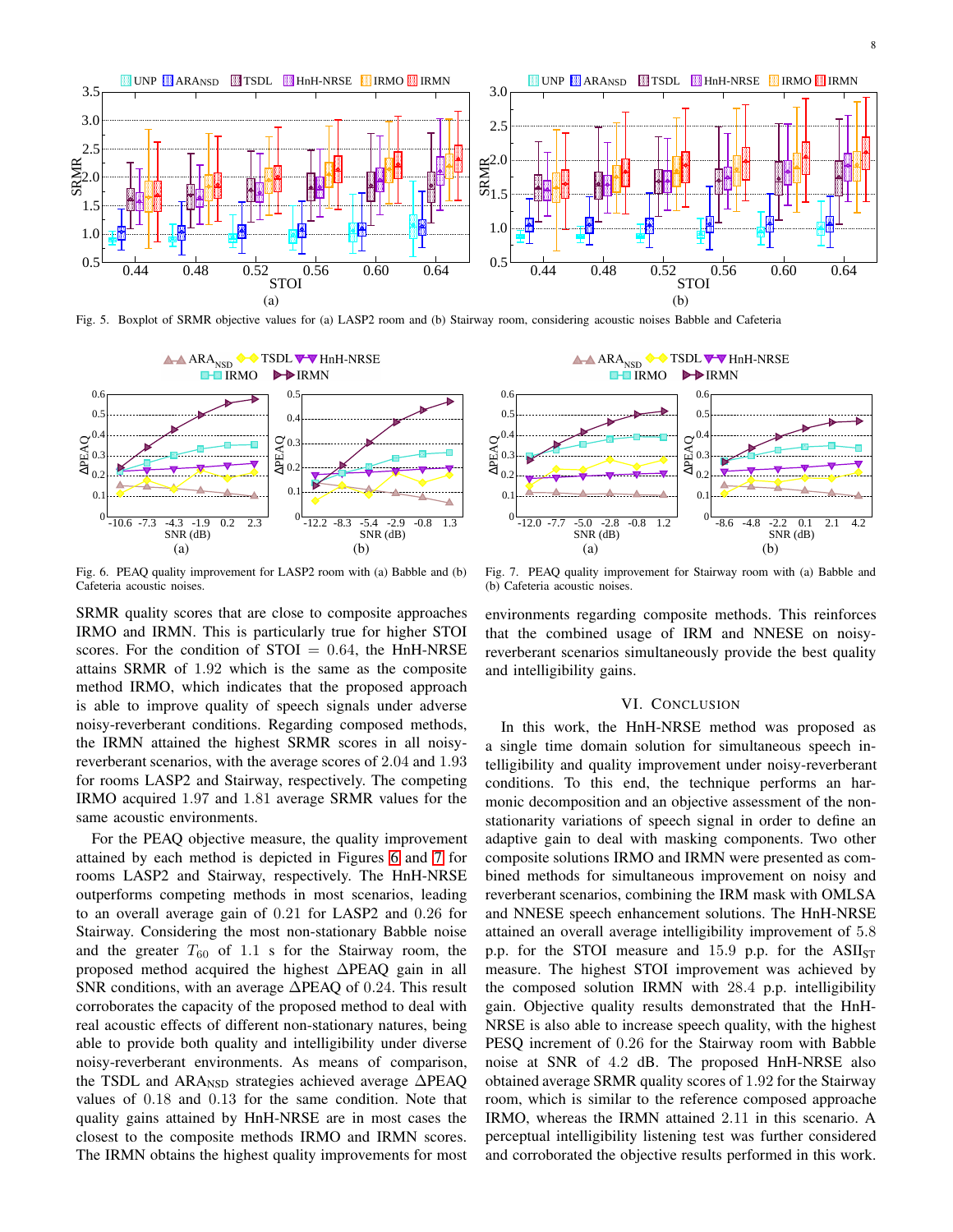Fig. 5. Boxplot of SRMR objective values for (a) LASP2 room and (b) Stairway room, considering acoustic noises Babble and Cafeteria

Fig. 6. PEAQ quality improvement for LASP2 room with (a) Babble and (b) Cafeteria acoustic noises.

Fig. 7. PEAQ quality improvement for Stairway room with (a) Babble and (b) Cafeteria acoustic noises.

SRMR quality scores that are close to composite approaches IRMO and IRMN. This is particularly true for higher STOI scores. For the condition of STOI $= 0.64$, the HnH-NRSE attains SRMR of $1.92$ which is the same as the composite method IRMO, which indicates that the proposed approach is able to improve quality of speech signals under adverse noisy-reverberant conditions. Regarding composed methods, the IRMN attained the highest SRMR scores in all noisy-reverberant scenarios, with the average scores of $2.04$ and $1.93$ for rooms LASP2 and Stairway, respectively. The competing IRMO acquired $1.97$ and $1.81$ average SRMR values for the same acoustic environments.

For the PEAQ objective measure, the quality improvement attained by each method is depicted in Figures 6 and 7 for rooms LASP2 and Stairway, respectively. The HnH-NRSE outperforms competing methods in most scenarios, leading to an overall average gain of $0.21$ for LASP2 and $0.26$ for Stairway. Considering the most non-stationary Babble noise and the greater $T_{60}$ of $1.1$ s for the Stairway room, the proposed method acquired the highest $\Delta$PEAQ gain in all SNR conditions, with an average $\Delta$PEAQ of $0.24$. This result corroborates the capacity of the proposed method to deal with real acoustic effects of different non-stationary natures, being able to provide both quality and intelligibility under diverse noisy-reverberant environments. As means of comparison, the TSDL and ARA$_{\text{NSD}}$ strategies achieved average $\Delta$PEAQ values of $0.18$ and $0.13$ for the same condition. Note that quality gains attained by HnH-NRSE are in most cases the closest to the composite methods IRMO and IRMN scores. The IRMN obtains the highest quality improvements for most environments regarding composite methods. This reinforces that the combined usage of IRM and NNESE on noisy-reverberant scenarios simultaneously provide the best quality and intelligibility gains.

## VI. Conclusion

In this work, the HnH-NRSE method was proposed as a single time domain solution for simultaneous speech intelligibility and quality improvement under noisy-reverberant conditions. To this end, the technique performs an harmonic decomposition and an objective assessment of the non-stationarity variations of speech signal in order to define an adaptive gain to deal with masking components. Two other composite solutions IRMO and IRMN were presented as combined methods for simultaneous improvement on noisy and reverberant scenarios, combining the IRM mask with OMLSA and NNESE speech enhancement solutions. The HnH-NRSE attained an overall average intelligibility improvement of $5.8$ p.p. for the STOI measure and $15.9$ p.p. for the ASII$_{\text{ST}}$ measure. The highest STOI improvement was achieved by the composed solution IRMN with $28.4$ p.p. intelligibility gain. Objective quality results demonstrated that the HnH-NRSE is also able to increase speech quality, with the highest PESQ increment of $0.26$ for the Stairway room with Babble noise at SNR of $4.2$ dB. The proposed HnH-NRSE also obtained average SRMR quality scores of $1.92$ for the Stairway room, which is similar to the reference composed approache IRMO, whereas the IRMN attained $2.11$ in this scenario. A perceptual intelligibility listening test was further considered and corroborated the objective results performed in this work.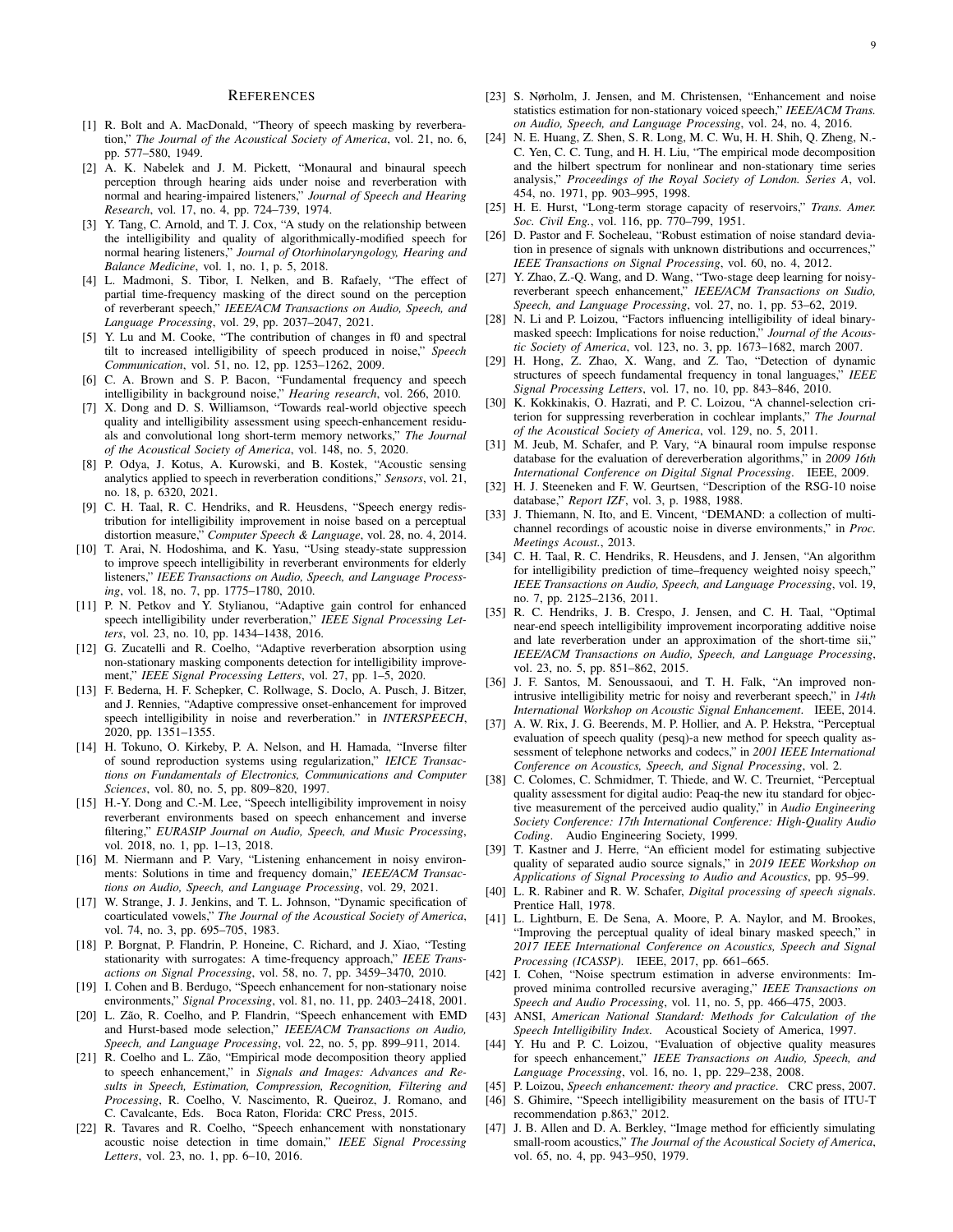## References

[1] R. Bolt and A. MacDonald, "Theory of speech masking by reverberation," *The Journal of the Acoustical Society of America*, vol. 21, no. 6, pp. 577–580, 1949.

[2] A. K. Nabelek and J. M. Pickett, "Monaural and binaural speech perception through hearing aids under noise and reverberation with normal and hearing-impaired listeners," *Journal of Speech and Hearing Research*, vol. 17, no. 4, pp. 724–739, 1974.

[3] Y. Tang, C. Arnold, and T. J. Cox, "A study on the relationship between the intelligibility and quality of algorithmically-modified speech for normal hearing listeners," *Journal of Otorhinolaryngology, Hearing and Balance Medicine*, vol. 1, no. 1, p. 5, 2018.

[4] L. Madmoni, S. Tibor, I. Nelken, and B. Rafaely, "The effect of partial time-frequency masking of the direct sound on the perception of reverberant speech," *IEEE/ACM Transactions on Audio, Speech, and Language Processing*, vol. 29, pp. 2037–2047, 2021.

[5] Y. Lu and M. Cooke, "The contribution of changes in f0 and spectral tilt to increased intelligibility of speech produced in noise," *Speech Communication*, vol. 51, no. 12, pp. 1253–1262, 2009.

[6] C. A. Brown and S. P. Bacon, "Fundamental frequency and speech intelligibility in background noise," *Hearing research*, vol. 266, 2010.

[7] X. Dong and D. S. Williamson, "Towards real-world objective speech quality and intelligibility assessment using speech-enhancement residuals and convolutional long short-term memory networks," *The Journal of the Acoustical Society of America*, vol. 148, no. 5, 2020.

[8] P. Odya, J. Kotus, A. Kurowski, and B. Kostek, "Acoustic sensing analytics applied to speech in reverberation conditions," *Sensors*, vol. 21, no. 18, p. 6320, 2021.

[9] C. H. Taal, R. C. Hendriks, and R. Heusdens, "Speech energy redistribution for intelligibility improvement in noise based on a perceptual distortion measure," *Computer Speech & Language*, vol. 28, no. 4, 2014.

[10] T. Arai, N. Hodoshima, and K. Yasu, "Using steady-state suppression to improve speech intelligibility in reverberant environments for elderly listeners," *IEEE Transactions on Audio, Speech, and Language Processing*, vol. 18, no. 7, pp. 1775–1780, 2010.

[11] P. N. Petkov and Y. Stylianou, "Adaptive gain control for enhanced speech intelligibility under reverberation," *IEEE Signal Processing Letters*, vol. 23, no. 10, pp. 1434–1438, 2016.

[12] G. Zucatelli and R. Coelho, "Adaptive reverberation absorption using non-stationary masking components detection for intelligibility improvement," *IEEE Signal Processing Letters*, vol. 27, pp. 1–5, 2020.

[13] F. Bederna, H. F. Schepker, C. Rollwage, S. Doclo, A. Pusch, J. Bitzer, and J. Rennies, "Adaptive compressive onset-enhancement for improved speech intelligibility in noise and reverberation." in *INTERSPEECH*, 2020, pp. 1351–1355.

[14] H. Tokuno, O. Kirkeby, P. A. Nelson, and H. Hamada, "Inverse filter of sound reproduction systems using regularization," *IEICE Transactions on Fundamentals of Electronics, Communications and Computer Sciences*, vol. 80, no. 5, pp. 809–820, 1997.

[15] H.-Y. Dong and C.-M. Lee, "Speech intelligibility improvement in noisy reverberant environments based on speech enhancement and inverse filtering," *EURASIP Journal on Audio, Speech, and Music Processing*, vol. 2018, no. 1, pp. 1–13, 2018.

[16] M. Niermann and P. Vary, "Listening enhancement in noisy environments: Solutions in time and frequency domain," *IEEE/ACM Transactions on Audio, Speech, and Language Processing*, vol. 29, 2021.

[17] W. Strange, J. J. Jenkins, and T. L. Johnson, "Dynamic specification of coarticulated vowels," *The Journal of the Acoustical Society of America*, vol. 74, no. 3, pp. 695–705, 1983.

[18] P. Borgnat, P. Flandrin, P. Honeine, C. Richard, and J. Xiao, "Testing stationarity with surrogates: A time-frequency approach," *IEEE Transactions on Signal Processing*, vol. 58, no. 7, pp. 3459–3470, 2010.

[19] I. Cohen and B. Berdugo, "Speech enhancement for non-stationary noise environments," *Signal Processing*, vol. 81, no. 11, pp. 2403–2418, 2001.

[20] L. Zão, R. Coelho, and P. Flandrin, "Speech enhancement with EMD and Hurst-based mode selection," *IEEE/ACM Transactions on Audio, Speech, and Language Processing*, vol. 22, no. 5, pp. 899–911, 2014.

[21] R. Coelho and L. Zão, "Empirical mode decomposition theory applied to speech enhancement," in *Signals and Images: Advances and Results in Speech, Estimation, Compression, Recognition, Filtering and Processing*, R. Coelho, V. Nascimento, R. Queiroz, J. Romano, and C. Cavalcante, Eds. Boca Raton, Florida: CRC Press, 2015.

[22] R. Tavares and R. Coelho, "Speech enhancement with nonstationary acoustic noise detection in time domain," *IEEE Signal Processing Letters*, vol. 23, no. 1, pp. 6–10, 2016.

[23] S. Nørholm, J. Jensen, and M. Christensen, "Enhancement and noise statistics estimation for non-stationary voiced speech," *IEEE/ACM Trans. on Audio, Speech, and Language Processing*, vol. 24, no. 4, 2016.

[24] N. E. Huang, Z. Shen, S. R. Long, M. C. Wu, H. H. Shih, Q. Zheng, N.-C. Yen, C. C. Tung, and H. H. Liu, "The empirical mode decomposition and the hilbert spectrum for nonlinear and non-stationary time series analysis," *Proceedings of the Royal Society of London. Series A*, vol. 454, no. 1971, pp. 903–995, 1998.

[25] H. E. Hurst, "Long-term storage capacity of reservoirs," *Trans. Amer. Soc. Civil Eng.*, vol. 116, pp. 770–799, 1951.

[26] D. Pastor and F. Socheleau, "Robust estimation of noise standard deviation in presence of signals with unknown distributions and occurrences," *IEEE Transactions on Signal Processing*, vol. 60, no. 4, 2012.

[27] Y. Zhao, Z.-Q. Wang, and D. Wang, "Two-stage deep learning for noisy-reverberant speech enhancement," *IEEE/ACM Transactions on Sudio, Speech, and Language Processing*, vol. 27, no. 1, pp. 53–62, 2019.

[28] N. Li and P. Loizou, "Factors influencing intelligibility of ideal binary-masked speech: Implications for noise reduction," *Journal of the Acoustic Society of America*, vol. 123, no. 3, pp. 1673–1682, march 2007.

[29] H. Hong, Z. Zhao, X. Wang, and Z. Tao, "Detection of dynamic structures of speech fundamental frequency in tonal languages," *IEEE Signal Processing Letters*, vol. 17, no. 10, pp. 843–846, 2010.

[30] K. Kokkinakis, O. Hazrati, and P. C. Loizou, "A channel-selection criterion for suppressing reverberation in cochlear implants," *The Journal of the Acoustical Society of America*, vol. 129, no. 5, 2011.

[31] M. Jeub, M. Schafer, and P. Vary, "A binaural room impulse response database for the evaluation of dereverberation algorithms," in *2009 16th International Conference on Digital Signal Processing*. IEEE, 2009.

[32] H. J. Steeneken and F. W. Geurtsen, "Description of the RSG-10 noise database," *Report IZF*, vol. 3, p. 1988, 1988.

[33] J. Thiemann, N. Ito, and E. Vincent, "DEMAND: a collection of multi-channel recordings of acoustic noise in diverse environments," in *Proc. Meetings Acoust.*, 2013.

[34] C. H. Taal, R. C. Hendriks, R. Heusdens, and J. Jensen, "An algorithm for intelligibility prediction of time–frequency weighted noisy speech," *IEEE Transactions on Audio, Speech, and Language Processing*, vol. 19, no. 7, pp. 2125–2136, 2011.

[35] R. C. Hendriks, J. B. Crespo, J. Jensen, and C. H. Taal, "Optimal near-end speech intelligibility improvement incorporating additive noise and late reverberation under an approximation of the short-time sii," *IEEE/ACM Transactions on Audio, Speech, and Language Processing*, vol. 23, no. 5, pp. 851–862, 2015.

[36] J. F. Santos, M. Senoussaoui, and T. H. Falk, "An improved non-intrusive intelligibility metric for noisy and reverberant speech," in *14th International Workshop on Acoustic Signal Enhancement*. IEEE, 2014.

[37] A. W. Rix, J. G. Beerends, M. P. Hollier, and A. P. Hekstra, "Perceptual evaluation of speech quality (pesq)-a new method for speech quality assessment of telephone networks and codecs," in *2001 IEEE International Conference on Acoustics, Speech, and Signal Processing*, vol. 2.

[38] C. Colomes, C. Schmidmer, T. Thiede, and W. C. Treurniet, "Perceptual quality assessment for digital audio: Peaq-the new itu standard for objective measurement of the perceived audio quality," in *Audio Engineering Society Conference: 17th International Conference: High-Quality Audio Coding*. Audio Engineering Society, 1999.

[39] T. Kastner and J. Herre, "An efficient model for estimating subjective quality of separated audio source signals," in *2019 IEEE Workshop on Applications of Signal Processing to Audio and Acoustics*, pp. 95–99.

[40] L. R. Rabiner and R. W. Schafer, *Digital processing of speech signals*. Prentice Hall, 1978.

[41] L. Lightburn, E. De Sena, A. Moore, P. A. Naylor, and M. Brookes, "Improving the perceptual quality of ideal binary masked speech," in *2017 IEEE International Conference on Acoustics, Speech and Signal Processing (ICASSP)*. IEEE, 2017, pp. 661–665.

[42] I. Cohen, "Noise spectrum estimation in adverse environments: Improved minima controlled recursive averaging," *IEEE Transactions on Speech and Audio Processing*, vol. 11, no. 5, pp. 466–475, 2003.

[43] ANSI, *American National Standard: Methods for Calculation of the Speech Intelligibility Index*. Acoustical Society of America, 1997.

[44] Y. Hu and P. C. Loizou, "Evaluation of objective quality measures for speech enhancement," *IEEE Transactions on Audio, Speech, and Language Processing*, vol. 16, no. 1, pp. 229–238, 2008.

[45] P. Loizou, *Speech enhancement: theory and practice*. CRC press, 2007.

[46] S. Ghimire, "Speech intelligibility measurement on the basis of ITU-T recommendation p.863," 2012.

[47] J. B. Allen and D. A. Berkley, "Image method for efficiently simulating small-room acoustics," *The Journal of the Acoustical Society of America*, vol. 65, no. 4, pp. 943–950, 1979.